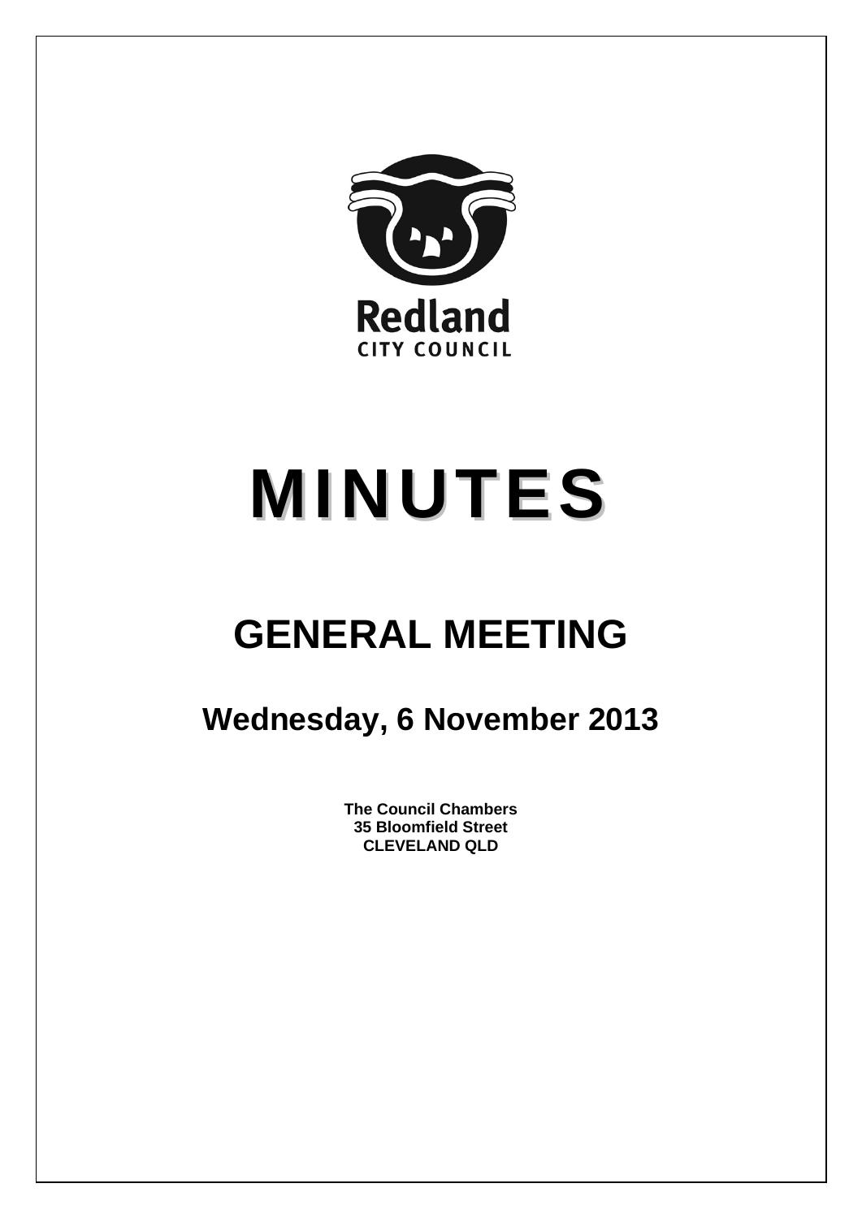Redland
CITY COUNCIL

# MINUTES

## GENERAL MEETING

### Wednesday, 6 November 2013

**The Council Chambers**
**35 Bloomfield Street**
**CLEVELAND QLD**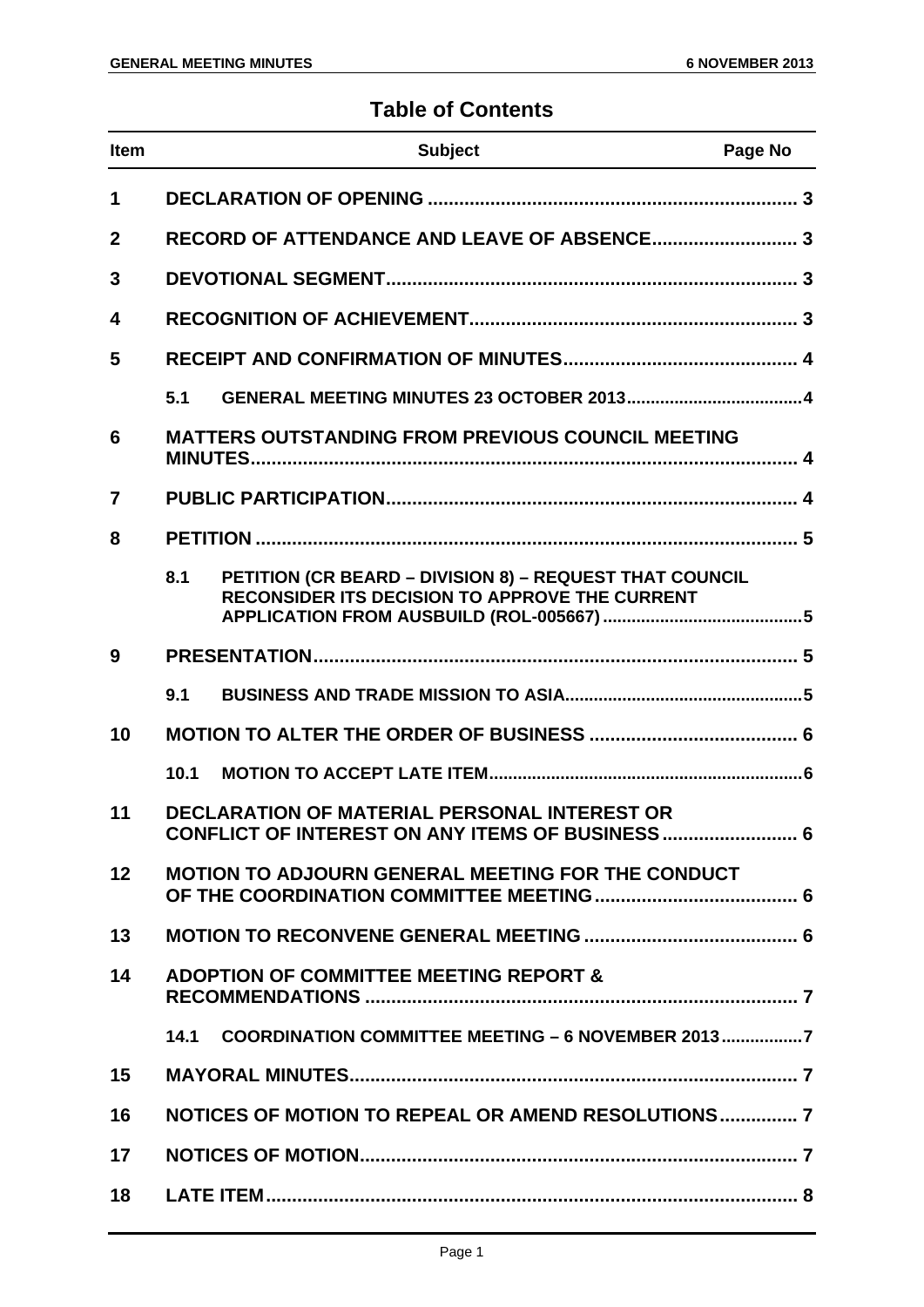## Table of Contents

| Item | Subject | Page No |
|---|---|---|
| 1 | DECLARATION OF OPENING | 3 |
| 2 | RECORD OF ATTENDANCE AND LEAVE OF ABSENCE | 3 |
| 3 | DEVOTIONAL SEGMENT | 3 |
| 4 | RECOGNITION OF ACHIEVEMENT | 3 |
| 5 | RECEIPT AND CONFIRMATION OF MINUTES | 4 |
| | 5.1 GENERAL MEETING MINUTES 23 OCTOBER 2013 | 4 |
| 6 | MATTERS OUTSTANDING FROM PREVIOUS COUNCIL MEETING MINUTES | 4 |
| 7 | PUBLIC PARTICIPATION | 4 |
| 8 | PETITION | 5 |
| | 8.1 PETITION (CR BEARD – DIVISION 8) – REQUEST THAT COUNCIL RECONSIDER ITS DECISION TO APPROVE THE CURRENT APPLICATION FROM AUSBUILD (ROL-005667) | 5 |
| 9 | PRESENTATION | 5 |
| | 9.1 BUSINESS AND TRADE MISSION TO ASIA | 5 |
| 10 | MOTION TO ALTER THE ORDER OF BUSINESS | 6 |
| | 10.1 MOTION TO ACCEPT LATE ITEM | 6 |
| 11 | DECLARATION OF MATERIAL PERSONAL INTEREST OR CONFLICT OF INTEREST ON ANY ITEMS OF BUSINESS | 6 |
| 12 | MOTION TO ADJOURN GENERAL MEETING FOR THE CONDUCT OF THE COORDINATION COMMITTEE MEETING | 6 |
| 13 | MOTION TO RECONVENE GENERAL MEETING | 6 |
| 14 | ADOPTION OF COMMITTEE MEETING REPORT & RECOMMENDATIONS | 7 |
| | 14.1 COORDINATION COMMITTEE MEETING – 6 NOVEMBER 2013 | 7 |
| 15 | MAYORAL MINUTES | 7 |
| 16 | NOTICES OF MOTION TO REPEAL OR AMEND RESOLUTIONS | 7 |
| 17 | NOTICES OF MOTION | 7 |
| 18 | LATE ITEM | 8 |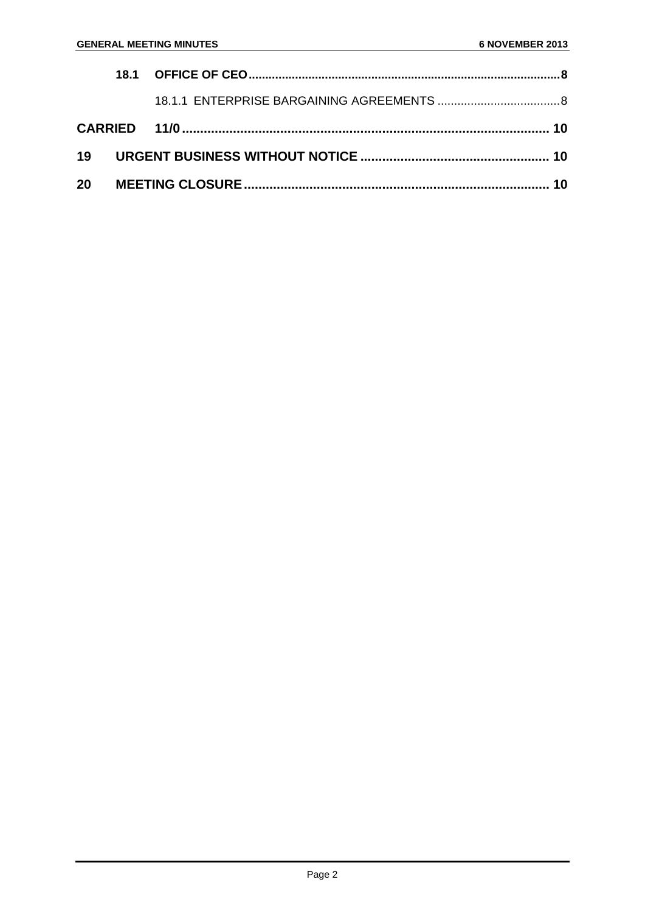| | | | |
|---|---|---|---|
| | **18.1** | **OFFICE OF CEO** | **8** |
| | | 18.1.1 ENTERPRISE BARGAINING AGREEMENTS | 8 |
| **CARRIED** | | **11/0** | **10** |
| **19** | | **URGENT BUSINESS WITHOUT NOTICE** | **10** |
| **20** | | **MEETING CLOSURE** | **10** |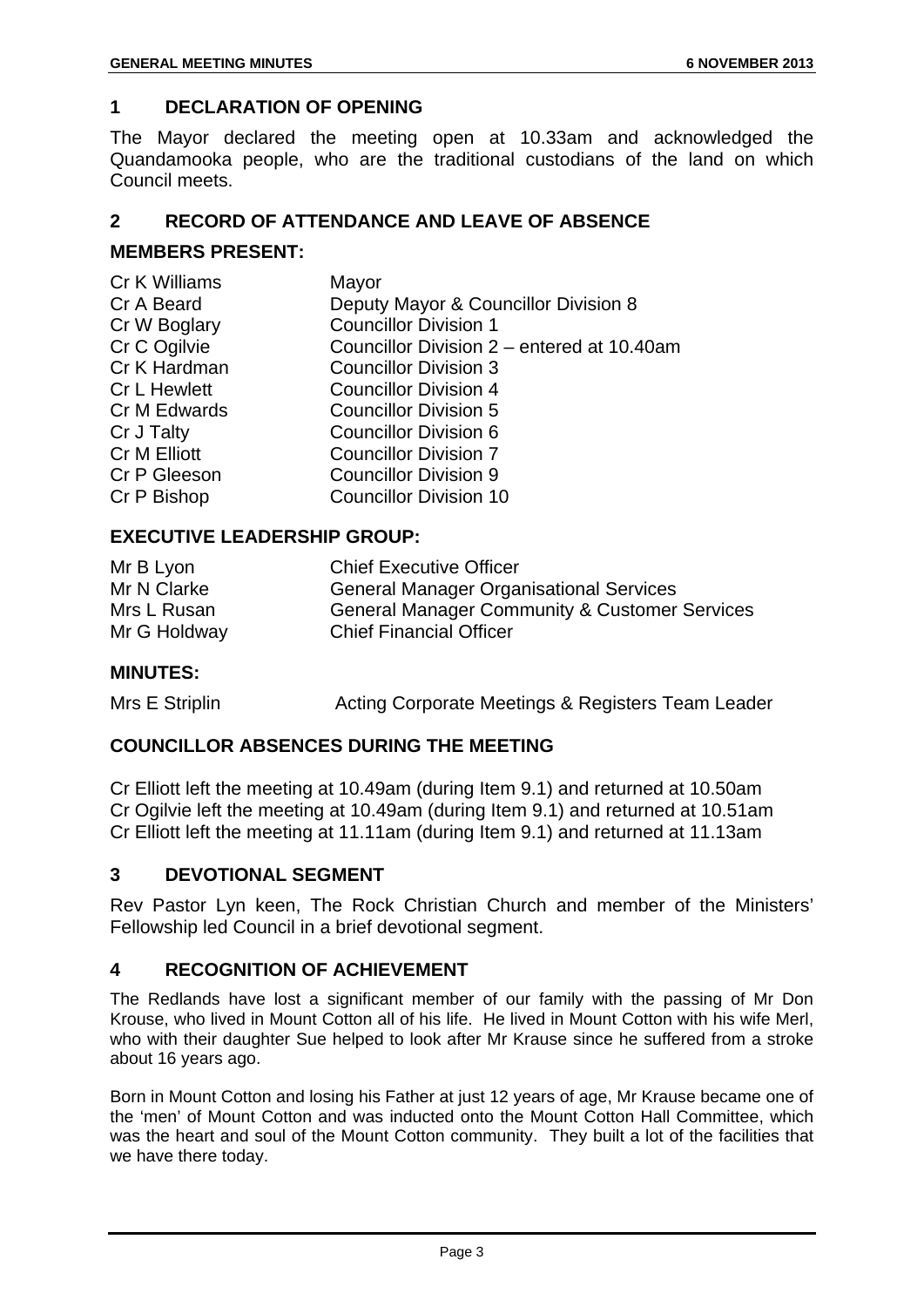## 1 DECLARATION OF OPENING

The Mayor declared the meeting open at 10.33am and acknowledged the Quandamooka people, who are the traditional custodians of the land on which Council meets.

## 2 RECORD OF ATTENDANCE AND LEAVE OF ABSENCE

### MEMBERS PRESENT:

| | |
|---|---|
| Cr K Williams | Mayor |
| Cr A Beard | Deputy Mayor & Councillor Division 8 |
| Cr W Boglary | Councillor Division 1 |
| Cr C Ogilvie | Councillor Division 2 – entered at 10.40am |
| Cr K Hardman | Councillor Division 3 |
| Cr L Hewlett | Councillor Division 4 |
| Cr M Edwards | Councillor Division 5 |
| Cr J Talty | Councillor Division 6 |
| Cr M Elliott | Councillor Division 7 |
| Cr P Gleeson | Councillor Division 9 |
| Cr P Bishop | Councillor Division 10 |

### EXECUTIVE LEADERSHIP GROUP:

| | |
|---|---|
| Mr B Lyon | Chief Executive Officer |
| Mr N Clarke | General Manager Organisational Services |
| Mrs L Rusan | General Manager Community & Customer Services |
| Mr G Holdway | Chief Financial Officer |

### MINUTES:

| | |
|---|---|
| Mrs E Striplin | Acting Corporate Meetings & Registers Team Leader |

### COUNCILLOR ABSENCES DURING THE MEETING

Cr Elliott left the meeting at 10.49am (during Item 9.1) and returned at 10.50am
Cr Ogilvie left the meeting at 10.49am (during Item 9.1) and returned at 10.51am
Cr Elliott left the meeting at 11.11am (during Item 9.1) and returned at 11.13am

## 3 DEVOTIONAL SEGMENT

Rev Pastor Lyn keen, The Rock Christian Church and member of the Ministers' Fellowship led Council in a brief devotional segment.

## 4 RECOGNITION OF ACHIEVEMENT

The Redlands have lost a significant member of our family with the passing of Mr Don Krouse, who lived in Mount Cotton all of his life. He lived in Mount Cotton with his wife Merl, who with their daughter Sue helped to look after Mr Krause since he suffered from a stroke about 16 years ago.

Born in Mount Cotton and losing his Father at just 12 years of age, Mr Krause became one of the 'men' of Mount Cotton and was inducted onto the Mount Cotton Hall Committee, which was the heart and soul of the Mount Cotton community. They built a lot of the facilities that we have there today.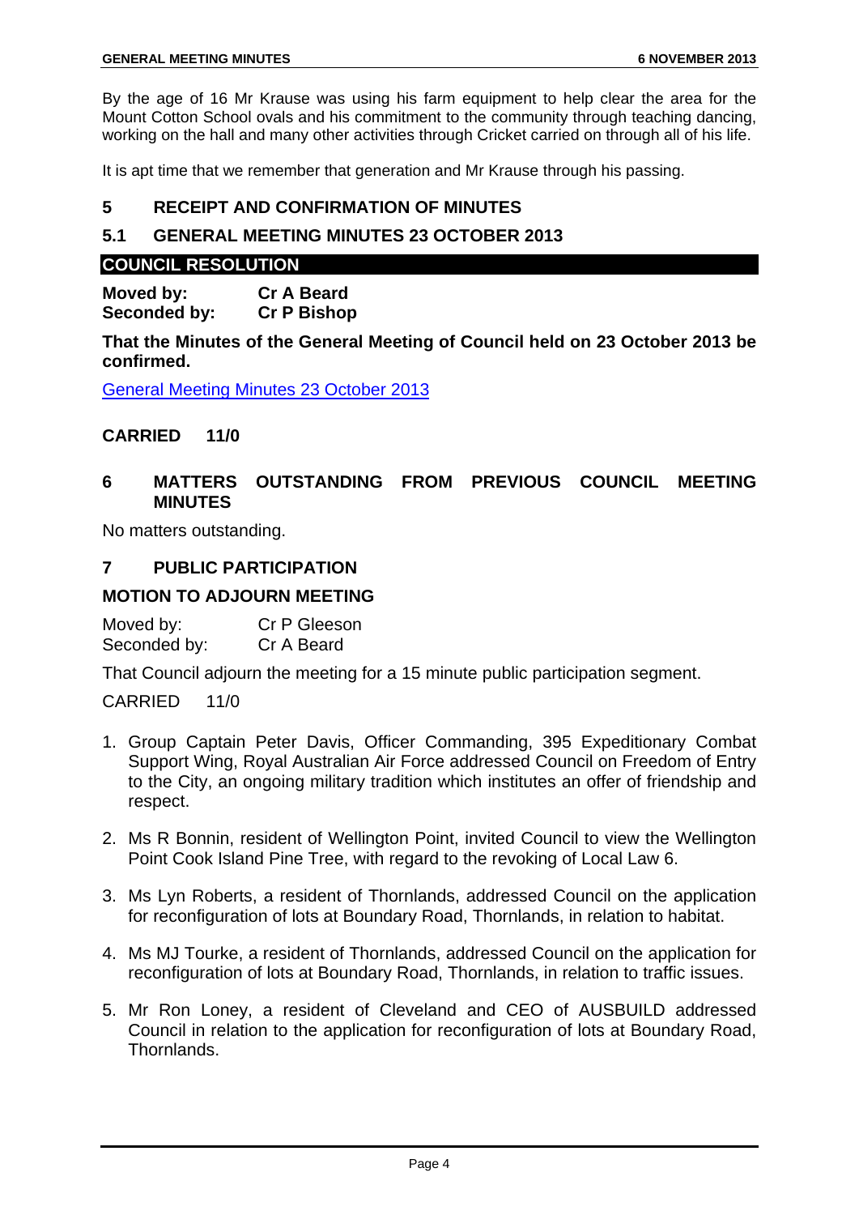By the age of 16 Mr Krause was using his farm equipment to help clear the area for the Mount Cotton School ovals and his commitment to the community through teaching dancing, working on the hall and many other activities through Cricket carried on through all of his life.

It is apt time that we remember that generation and Mr Krause through his passing.

## 5 RECEIPT AND CONFIRMATION OF MINUTES

### 5.1 GENERAL MEETING MINUTES 23 OCTOBER 2013

**COUNCIL RESOLUTION**

**Moved by:** **Cr A Beard**
**Seconded by:** **Cr P Bishop**

**That the Minutes of the General Meeting of Council held on 23 October 2013 be confirmed.**

General Meeting Minutes 23 October 2013

**CARRIED 11/0**

## 6 MATTERS OUTSTANDING FROM PREVIOUS COUNCIL MEETING MINUTES

No matters outstanding.

## 7 PUBLIC PARTICIPATION

### MOTION TO ADJOURN MEETING

Moved by: Cr P Gleeson
Seconded by: Cr A Beard

That Council adjourn the meeting for a 15 minute public participation segment.

CARRIED 11/0

1. Group Captain Peter Davis, Officer Commanding, 395 Expeditionary Combat Support Wing, Royal Australian Air Force addressed Council on Freedom of Entry to the City, an ongoing military tradition which institutes an offer of friendship and respect.
2. Ms R Bonnin, resident of Wellington Point, invited Council to view the Wellington Point Cook Island Pine Tree, with regard to the revoking of Local Law 6.
3. Ms Lyn Roberts, a resident of Thornlands, addressed Council on the application for reconfiguration of lots at Boundary Road, Thornlands, in relation to habitat.
4. Ms MJ Tourke, a resident of Thornlands, addressed Council on the application for reconfiguration of lots at Boundary Road, Thornlands, in relation to traffic issues.
5. Mr Ron Loney, a resident of Cleveland and CEO of AUSBUILD addressed Council in relation to the application for reconfiguration of lots at Boundary Road, Thornlands.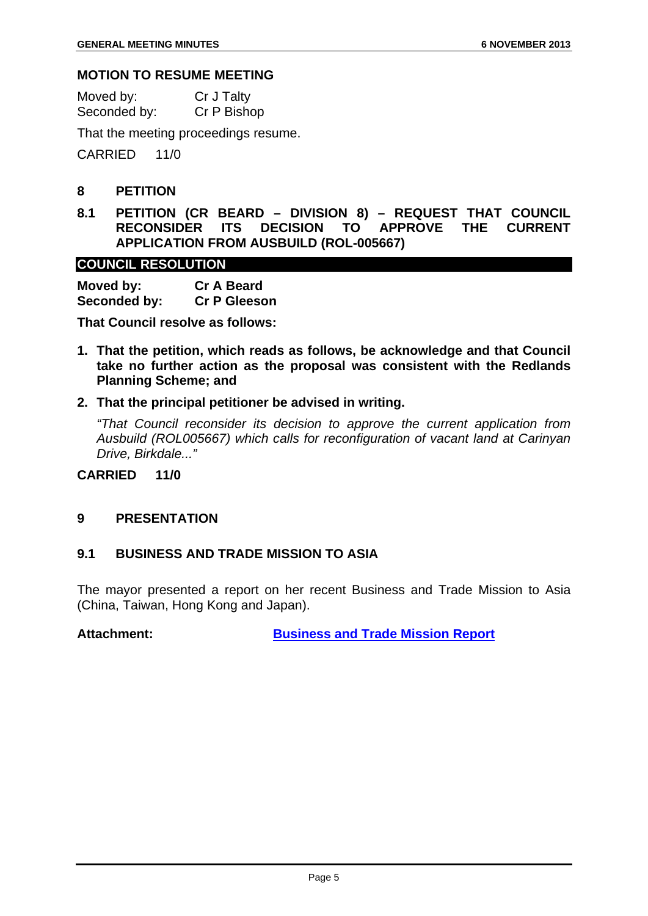## MOTION TO RESUME MEETING

Moved by: Cr J Talty
Seconded by: Cr P Bishop

That the meeting proceedings resume.

CARRIED 11/0

## 8 PETITION

### 8.1 PETITION (CR BEARD – DIVISION 8) – REQUEST THAT COUNCIL RECONSIDER ITS DECISION TO APPROVE THE CURRENT APPLICATION FROM AUSBUILD (ROL-005667)

**COUNCIL RESOLUTION**

**Moved by: Cr A Beard**
**Seconded by: Cr P Gleeson**

**That Council resolve as follows:**

1. **That the petition, which reads as follows, be acknowledge and that Council take no further action as the proposal was consistent with the Redlands Planning Scheme; and**
2. **That the principal petitioner be advised in writing.**

   *"That Council reconsider its decision to approve the current application from Ausbuild (ROL005667) which calls for reconfiguration of vacant land at Carinyan Drive, Birkdale..."*

**CARRIED 11/0**

## 9 PRESENTATION

### 9.1 BUSINESS AND TRADE MISSION TO ASIA

The mayor presented a report on her recent Business and Trade Mission to Asia (China, Taiwan, Hong Kong and Japan).

**Attachment:** **Business and Trade Mission Report**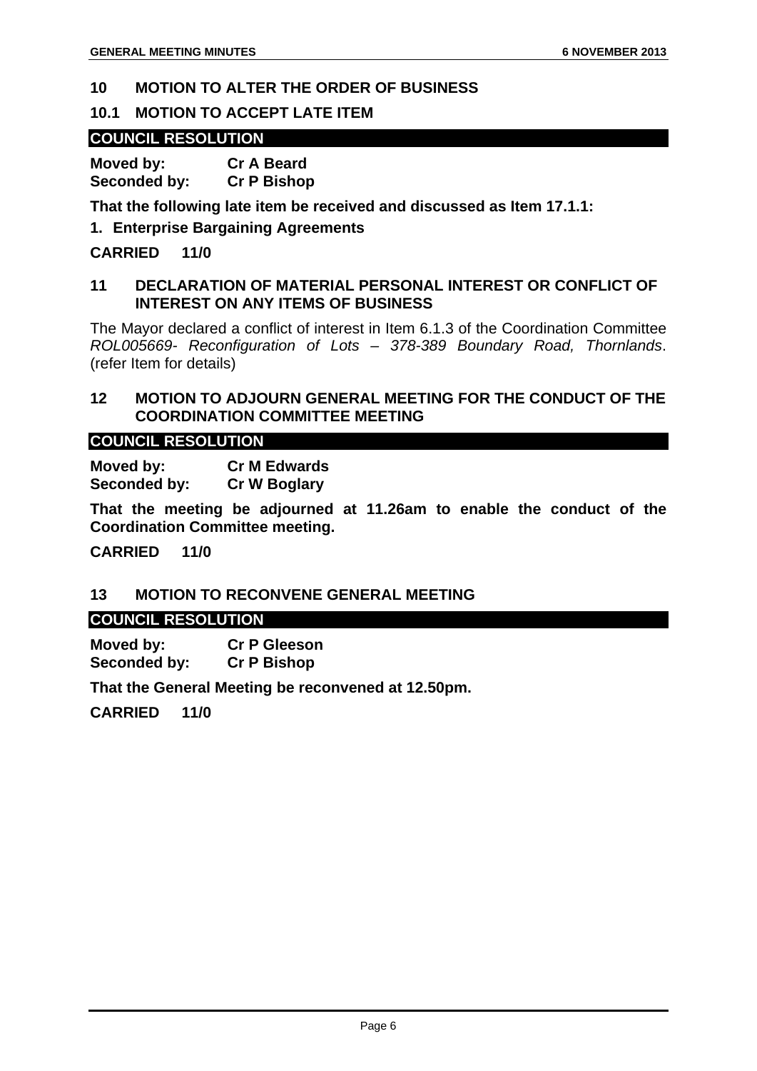## 10 MOTION TO ALTER THE ORDER OF BUSINESS

### 10.1 MOTION TO ACCEPT LATE ITEM

**COUNCIL RESOLUTION**

**Moved by:** **Cr A Beard**
**Seconded by:** **Cr P Bishop**

**That the following late item be received and discussed as Item 17.1.1:**

**1. Enterprise Bargaining Agreements**

**CARRIED 11/0**

## 11 DECLARATION OF MATERIAL PERSONAL INTEREST OR CONFLICT OF INTEREST ON ANY ITEMS OF BUSINESS

The Mayor declared a conflict of interest in Item 6.1.3 of the Coordination Committee *ROL005669- Reconfiguration of Lots – 378-389 Boundary Road, Thornlands*. (refer Item for details)

## 12 MOTION TO ADJOURN GENERAL MEETING FOR THE CONDUCT OF THE COORDINATION COMMITTEE MEETING

**COUNCIL RESOLUTION**

**Moved by:** **Cr M Edwards**
**Seconded by:** **Cr W Boglary**

**That the meeting be adjourned at 11.26am to enable the conduct of the Coordination Committee meeting.**

**CARRIED 11/0**

## 13 MOTION TO RECONVENE GENERAL MEETING

**COUNCIL RESOLUTION**

**Moved by:** **Cr P Gleeson**
**Seconded by:** **Cr P Bishop**

**That the General Meeting be reconvened at 12.50pm.**

**CARRIED 11/0**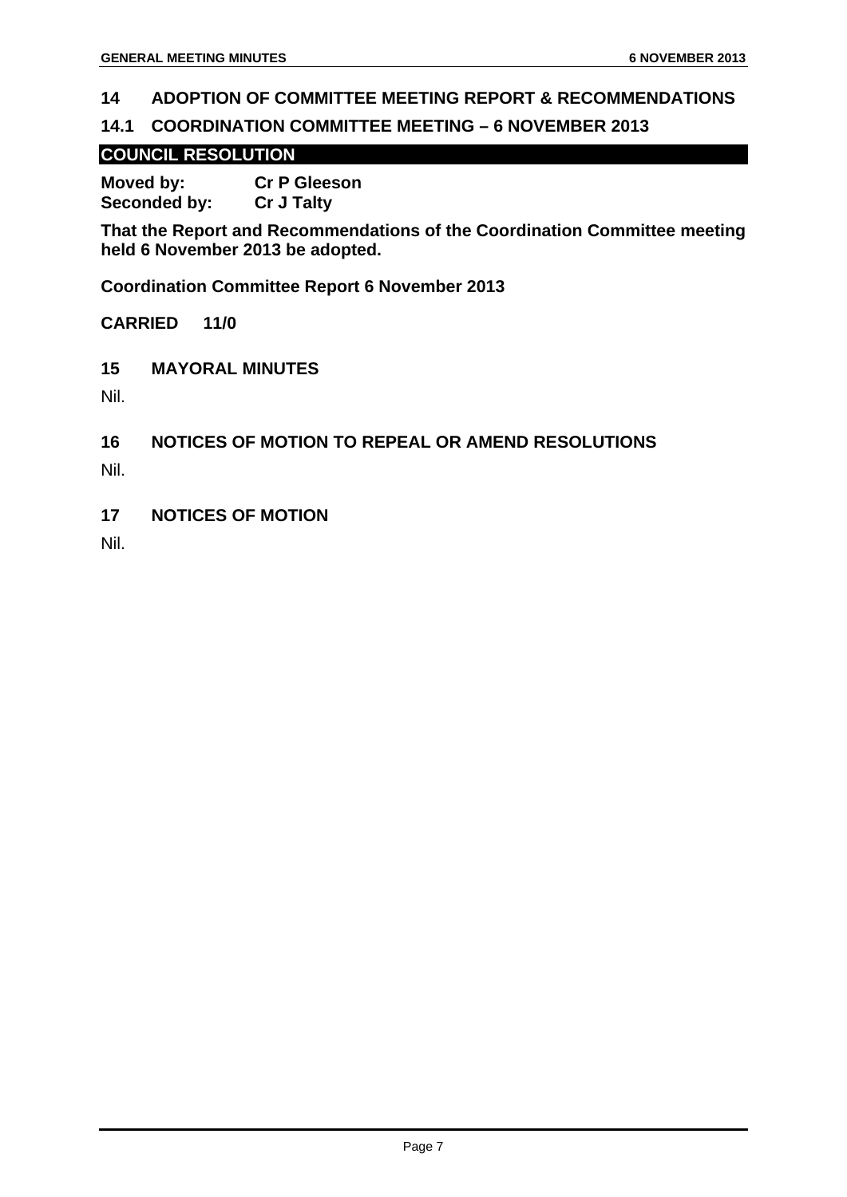## 14 ADOPTION OF COMMITTEE MEETING REPORT & RECOMMENDATIONS

### 14.1 COORDINATION COMMITTEE MEETING – 6 NOVEMBER 2013

**COUNCIL RESOLUTION**

**Moved by:** **Cr P Gleeson**
**Seconded by:** **Cr J Talty**

**That the Report and Recommendations of the Coordination Committee meeting held 6 November 2013 be adopted.**

**Coordination Committee Report 6 November 2013**

**CARRIED 11/0**

## 15 MAYORAL MINUTES

Nil.

## 16 NOTICES OF MOTION TO REPEAL OR AMEND RESOLUTIONS

Nil.

## 17 NOTICES OF MOTION

Nil.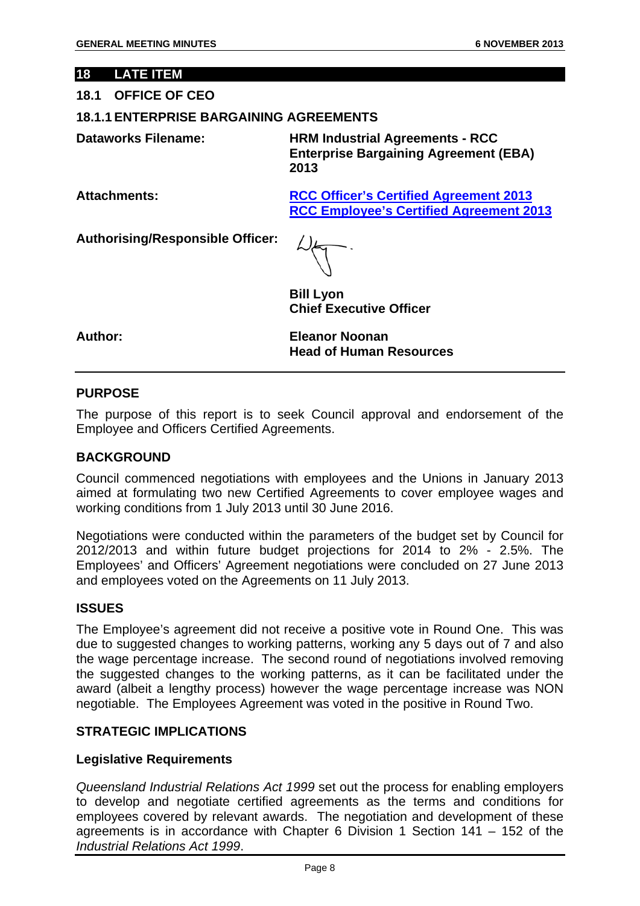## 18 LATE ITEM

### 18.1 OFFICE OF CEO

### 18.1.1 ENTERPRISE BARGAINING AGREEMENTS

| | |
|---|---|
| **Dataworks Filename:** | **HRM Industrial Agreements - RCC Enterprise Bargaining Agreement (EBA) 2013** |
| **Attachments:** | **RCC Officer's Certified Agreement 2013**<br>**RCC Employee's Certified Agreement 2013** |
| **Authorising/Responsible Officer:** | **Bill Lyon**<br>**Chief Executive Officer** |
| **Author:** | **Eleanor Noonan**<br>**Head of Human Resources** |

#### PURPOSE

The purpose of this report is to seek Council approval and endorsement of the Employee and Officers Certified Agreements.

#### BACKGROUND

Council commenced negotiations with employees and the Unions in January 2013 aimed at formulating two new Certified Agreements to cover employee wages and working conditions from 1 July 2013 until 30 June 2016.

Negotiations were conducted within the parameters of the budget set by Council for 2012/2013 and within future budget projections for 2014 to 2% - 2.5%. The Employees' and Officers' Agreement negotiations were concluded on 27 June 2013 and employees voted on the Agreements on 11 July 2013.

#### ISSUES

The Employee's agreement did not receive a positive vote in Round One. This was due to suggested changes to working patterns, working any 5 days out of 7 and also the wage percentage increase. The second round of negotiations involved removing the suggested changes to the working patterns, as it can be facilitated under the award (albeit a lengthy process) however the wage percentage increase was NON negotiable. The Employees Agreement was voted in the positive in Round Two.

#### STRATEGIC IMPLICATIONS

**Legislative Requirements**

*Queensland Industrial Relations Act 1999* set out the process for enabling employers to develop and negotiate certified agreements as the terms and conditions for employees covered by relevant awards. The negotiation and development of these agreements is in accordance with Chapter 6 Division 1 Section 141 – 152 of the *Industrial Relations Act 1999*.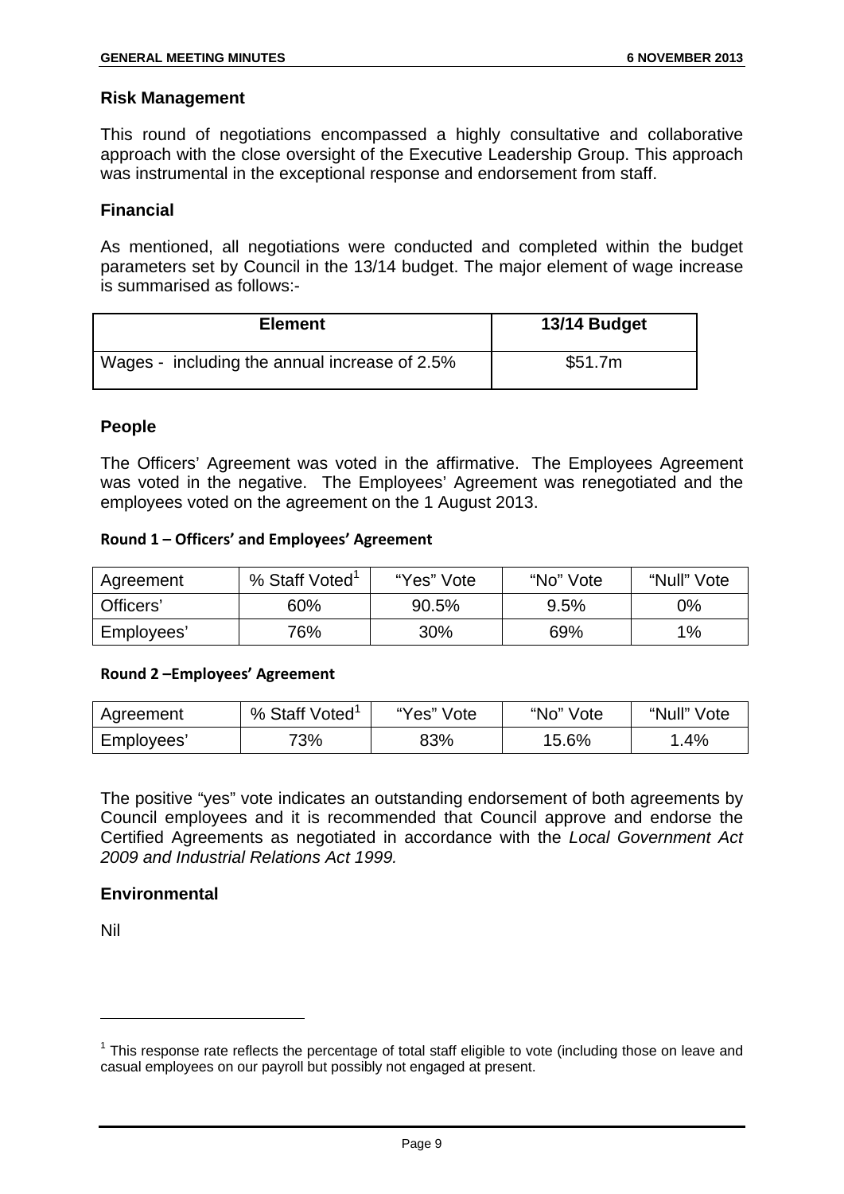### Risk Management

This round of negotiations encompassed a highly consultative and collaborative approach with the close oversight of the Executive Leadership Group. This approach was instrumental in the exceptional response and endorsement from staff.

### Financial

As mentioned, all negotiations were conducted and completed within the budget parameters set by Council in the 13/14 budget. The major element of wage increase is summarised as follows:-

| Element | 13/14 Budget |
|---|---|
| Wages - including the annual increase of 2.5% | $51.7m |

### People

The Officers' Agreement was voted in the affirmative. The Employees Agreement was voted in the negative. The Employees' Agreement was renegotiated and the employees voted on the agreement on the 1 August 2013.

**Round 1 – Officers' and Employees' Agreement**

| Agreement | % Staff Voted[1] | "Yes" Vote | "No" Vote | "Null" Vote |
|---|---|---|---|---|
| Officers' | 60% | 90.5% | 9.5% | 0% |
| Employees' | 76% | 30% | 69% | 1% |

**Round 2 –Employees' Agreement**

| Agreement | % Staff Voted[1] | "Yes" Vote | "No" Vote | "Null" Vote |
|---|---|---|---|---|
| Employees' | 73% | 83% | 15.6% | 1.4% |

The positive "yes" vote indicates an outstanding endorsement of both agreements by Council employees and it is recommended that Council approve and endorse the Certified Agreements as negotiated in accordance with the *Local Government Act 2009 and Industrial Relations Act 1999.*

### Environmental

Nil

---

[1] This response rate reflects the percentage of total staff eligible to vote (including those on leave and casual employees on our payroll but possibly not engaged at present.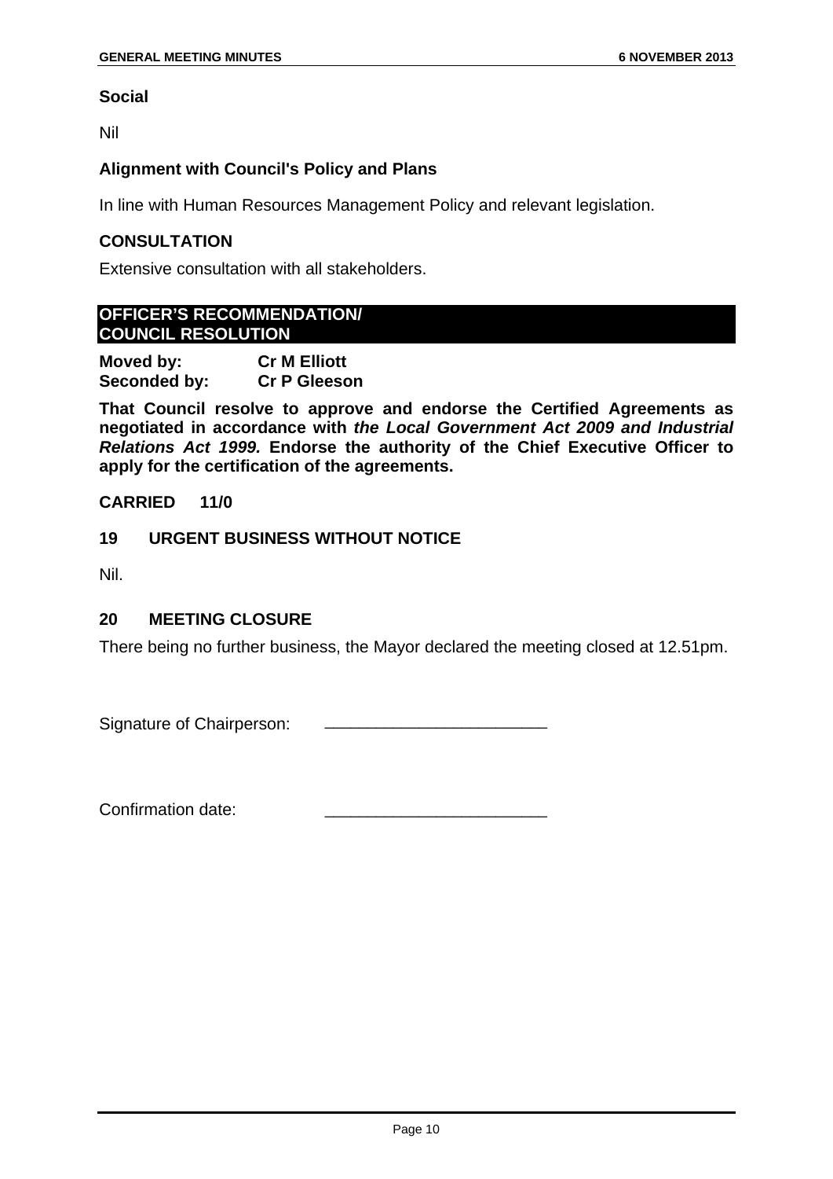**Social**

Nil

**Alignment with Council's Policy and Plans**

In line with Human Resources Management Policy and relevant legislation.

**CONSULTATION**

Extensive consultation with all stakeholders.

**OFFICER'S RECOMMENDATION/ COUNCIL RESOLUTION**

**Moved by:** **Cr M Elliott**
**Seconded by:** **Cr P Gleeson**

**That Council resolve to approve and endorse the Certified Agreements as negotiated in accordance with *the Local Government Act 2009 and Industrial Relations Act 1999.* Endorse the authority of the Chief Executive Officer to apply for the certification of the agreements.**

**CARRIED 11/0**

## 19 URGENT BUSINESS WITHOUT NOTICE

Nil.

## 20 MEETING CLOSURE

There being no further business, the Mayor declared the meeting closed at 12.51pm.

Signature of Chairperson: ________________________

Confirmation date: ________________________